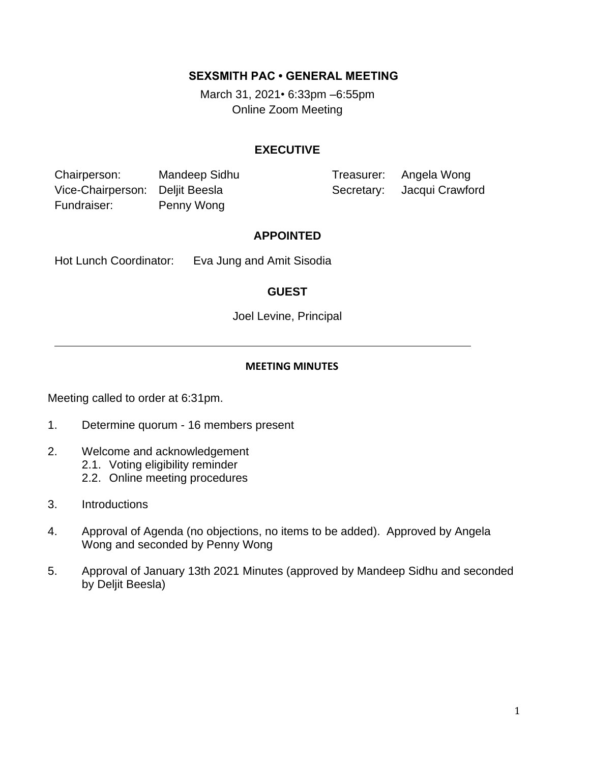# SEXSMITH PAC • GENERAL MEETING

March 31, 2021• 6:33pm –6:55pm
Online Zoom Meeting

## EXECUTIVE

| | | | |
|---|---|---|---|
| Chairperson: | Mandeep Sidhu | Treasurer: | Angela Wong |
| Vice-Chairperson: | Deljit Beesla | Secretary: | Jacqui Crawford |
| Fundraiser: | Penny Wong | | |

## APPOINTED

Hot Lunch Coordinator: Eva Jung and Amit Sisodia

## GUEST

Joel Levine, Principal

---

## MEETING MINUTES

Meeting called to order at 6:31pm.

1. Determine quorum - 16 members present

2. Welcome and acknowledgement
   2.1. Voting eligibility reminder
   2.2. Online meeting procedures

3. Introductions

4. Approval of Agenda (no objections, no items to be added). Approved by Angela Wong and seconded by Penny Wong

5. Approval of January 13th 2021 Minutes (approved by Mandeep Sidhu and seconded by Deljit Beesla)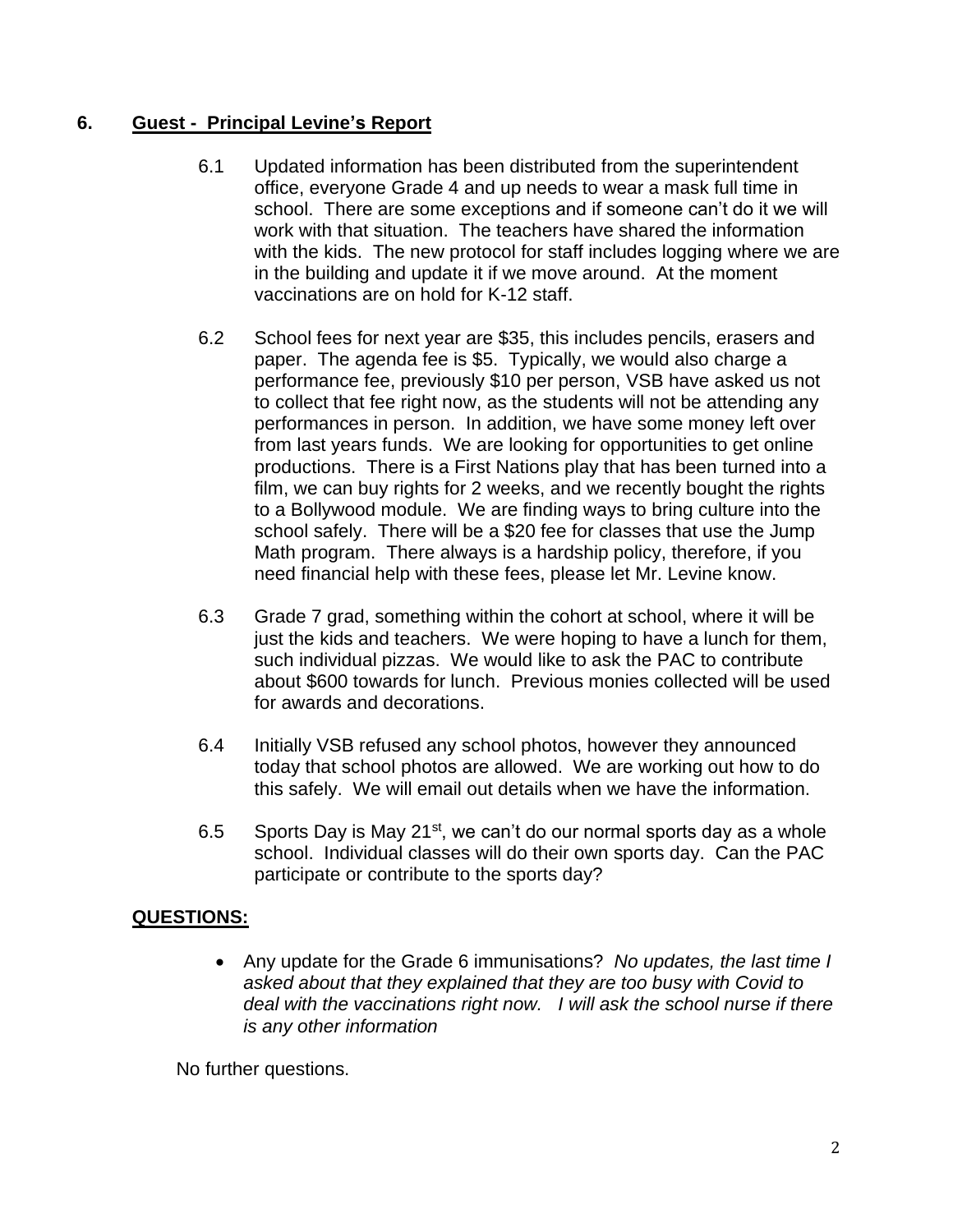## 6. Guest - Principal Levine's Report

6.1 Updated information has been distributed from the superintendent office, everyone Grade 4 and up needs to wear a mask full time in school. There are some exceptions and if someone can't do it we will work with that situation. The teachers have shared the information with the kids. The new protocol for staff includes logging where we are in the building and update it if we move around. At the moment vaccinations are on hold for K-12 staff.

6.2 School fees for next year are $35, this includes pencils, erasers and paper. The agenda fee is $5. Typically, we would also charge a performance fee, previously $10 per person, VSB have asked us not to collect that fee right now, as the students will not be attending any performances in person. In addition, we have some money left over from last years funds. We are looking for opportunities to get online productions. There is a First Nations play that has been turned into a film, we can buy rights for 2 weeks, and we recently bought the rights to a Bollywood module. We are finding ways to bring culture into the school safely. There will be a $20 fee for classes that use the Jump Math program. There always is a hardship policy, therefore, if you need financial help with these fees, please let Mr. Levine know.

6.3 Grade 7 grad, something within the cohort at school, where it will be just the kids and teachers. We were hoping to have a lunch for them, such individual pizzas. We would like to ask the PAC to contribute about $600 towards for lunch. Previous monies collected will be used for awards and decorations.

6.4 Initially VSB refused any school photos, however they announced today that school photos are allowed. We are working out how to do this safely. We will email out details when we have the information.

6.5 Sports Day is May 21st, we can't do our normal sports day as a whole school. Individual classes will do their own sports day. Can the PAC participate or contribute to the sports day?

**QUESTIONS:**

- Any update for the Grade 6 immunisations? *No updates, the last time I asked about that they explained that they are too busy with Covid to deal with the vaccinations right now. I will ask the school nurse if there is any other information*

No further questions.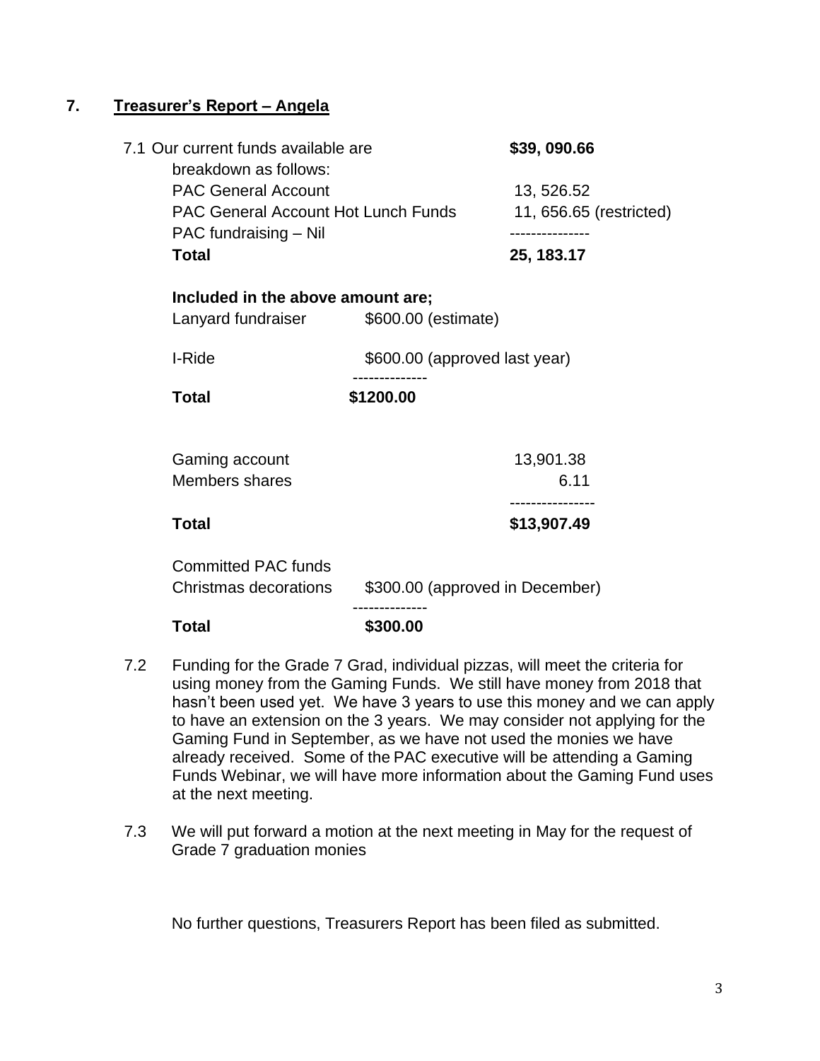## 7. Treasurer's Report – Angela

7.1 Our current funds available are **$39, 090.66**

breakdown as follows:

| | |
|---|---|
| PAC General Account | 13, 526.52 |
| PAC General Account Hot Lunch Funds | 11, 656.65 (restricted) |
| PAC fundraising – Nil | --------------- |
| **Total** | **25, 183.17** |

**Included in the above amount are;**

| | |
|---|---|
| Lanyard fundraiser | $600.00 (estimate) |
| I-Ride | $600.00 (approved last year) |
| | ------------- |
| **Total** | **$1200.00** |

| | |
|---|---|
| Gaming account | 13,901.38 |
| Members shares | 6.11 |
| | ---------------- |
| **Total** | **$13,907.49** |

Committed PAC funds

| | |
|---|---|
| Christmas decorations | $300.00 (approved in December) |
| | ------------- |
| **Total** | **$300.00** |

7.2 Funding for the Grade 7 Grad, individual pizzas, will meet the criteria for using money from the Gaming Funds. We still have money from 2018 that hasn't been used yet. We have 3 years to use this money and we can apply to have an extension on the 3 years. We may consider not applying for the Gaming Fund in September, as we have not used the monies we have already received. Some of the PAC executive will be attending a Gaming Funds Webinar, we will have more information about the Gaming Fund uses at the next meeting.

7.3 We will put forward a motion at the next meeting in May for the request of Grade 7 graduation monies

No further questions, Treasurers Report has been filed as submitted.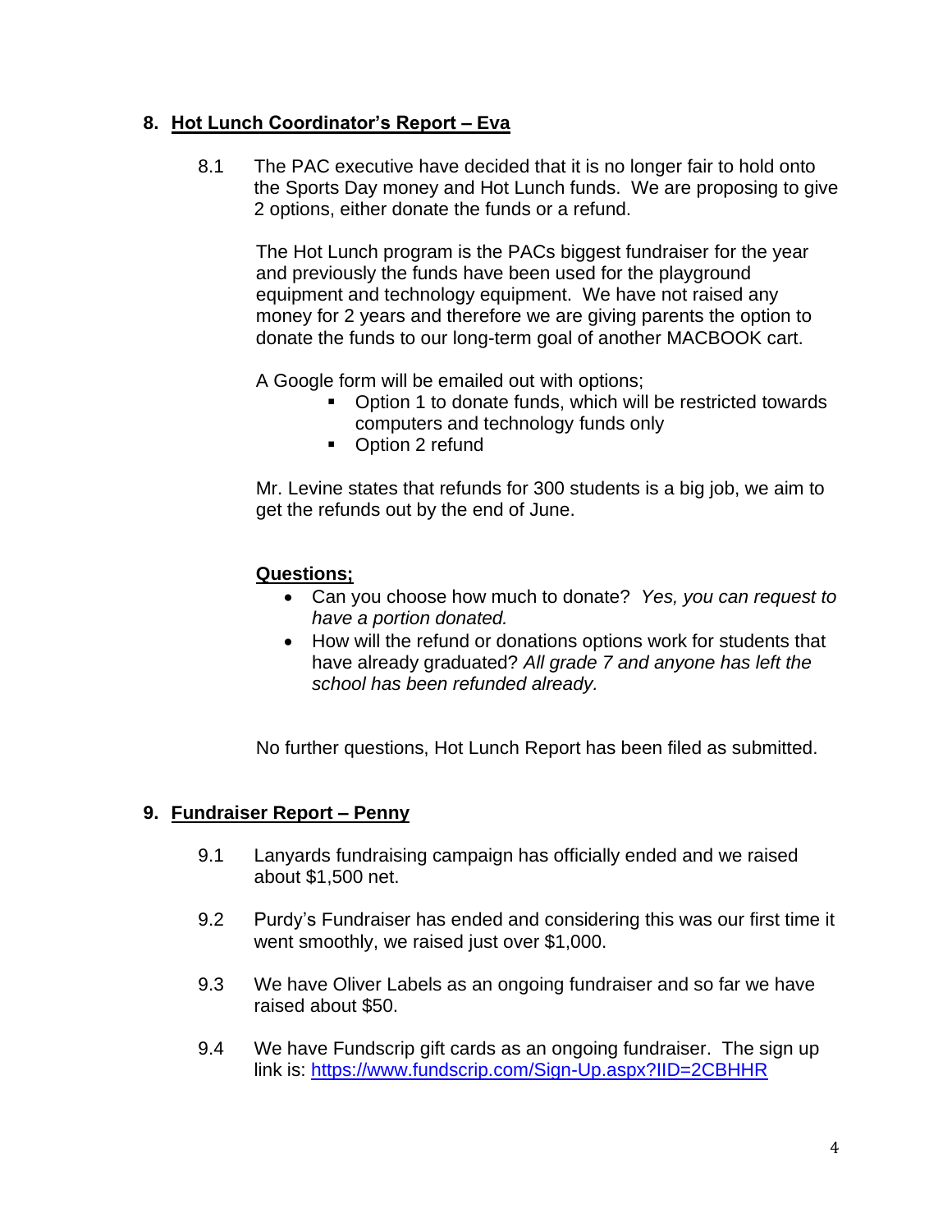## 8. Hot Lunch Coordinator's Report – Eva

8.1 The PAC executive have decided that it is no longer fair to hold onto the Sports Day money and Hot Lunch funds. We are proposing to give 2 options, either donate the funds or a refund.

The Hot Lunch program is the PACs biggest fundraiser for the year and previously the funds have been used for the playground equipment and technology equipment. We have not raised any money for 2 years and therefore we are giving parents the option to donate the funds to our long-term goal of another MACBOOK cart.

A Google form will be emailed out with options;

- Option 1 to donate funds, which will be restricted towards computers and technology funds only
- Option 2 refund

Mr. Levine states that refunds for 300 students is a big job, we aim to get the refunds out by the end of June.

**Questions;**

- Can you choose how much to donate? *Yes, you can request to have a portion donated.*
- How will the refund or donations options work for students that have already graduated? *All grade 7 and anyone has left the school has been refunded already.*

No further questions, Hot Lunch Report has been filed as submitted.

## 9. Fundraiser Report – Penny

9.1 Lanyards fundraising campaign has officially ended and we raised about $1,500 net.

9.2 Purdy's Fundraiser has ended and considering this was our first time it went smoothly, we raised just over $1,000.

9.3 We have Oliver Labels as an ongoing fundraiser and so far we have raised about $50.

9.4 We have Fundscrip gift cards as an ongoing fundraiser. The sign up link is: https://www.fundscrip.com/Sign-Up.aspx?IID=2CBHHR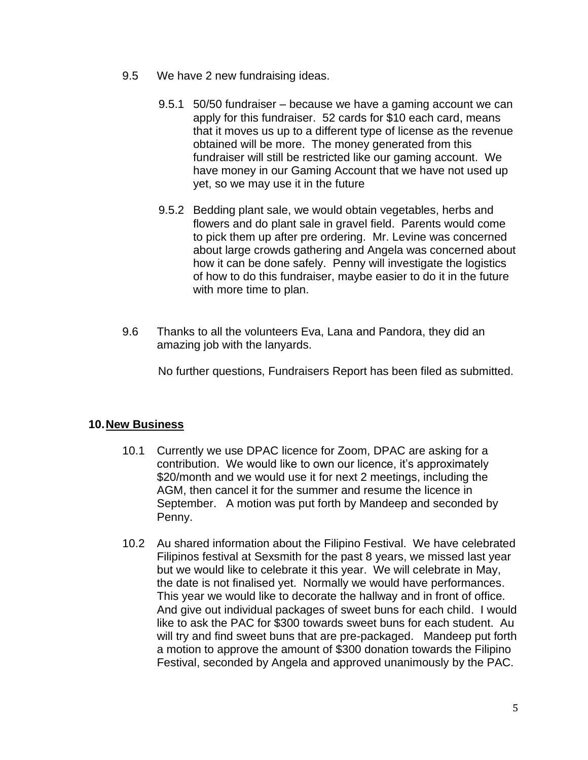9.5 We have 2 new fundraising ideas.

9.5.1 50/50 fundraiser – because we have a gaming account we can apply for this fundraiser. 52 cards for $10 each card, means that it moves us up to a different type of license as the revenue obtained will be more. The money generated from this fundraiser will still be restricted like our gaming account. We have money in our Gaming Account that we have not used up yet, so we may use it in the future

9.5.2 Bedding plant sale, we would obtain vegetables, herbs and flowers and do plant sale in gravel field. Parents would come to pick them up after pre ordering. Mr. Levine was concerned about large crowds gathering and Angela was concerned about how it can be done safely. Penny will investigate the logistics of how to do this fundraiser, maybe easier to do it in the future with more time to plan.

9.6 Thanks to all the volunteers Eva, Lana and Pandora, they did an amazing job with the lanyards.

No further questions, Fundraisers Report has been filed as submitted.

## 10. New Business

10.1 Currently we use DPAC licence for Zoom, DPAC are asking for a contribution. We would like to own our licence, it's approximately $20/month and we would use it for next 2 meetings, including the AGM, then cancel it for the summer and resume the licence in September. A motion was put forth by Mandeep and seconded by Penny.

10.2 Au shared information about the Filipino Festival. We have celebrated Filipinos festival at Sexsmith for the past 8 years, we missed last year but we would like to celebrate it this year. We will celebrate in May, the date is not finalised yet. Normally we would have performances. This year we would like to decorate the hallway and in front of office. And give out individual packages of sweet buns for each child. I would like to ask the PAC for $300 towards sweet buns for each student. Au will try and find sweet buns that are pre-packaged. Mandeep put forth a motion to approve the amount of $300 donation towards the Filipino Festival, seconded by Angela and approved unanimously by the PAC.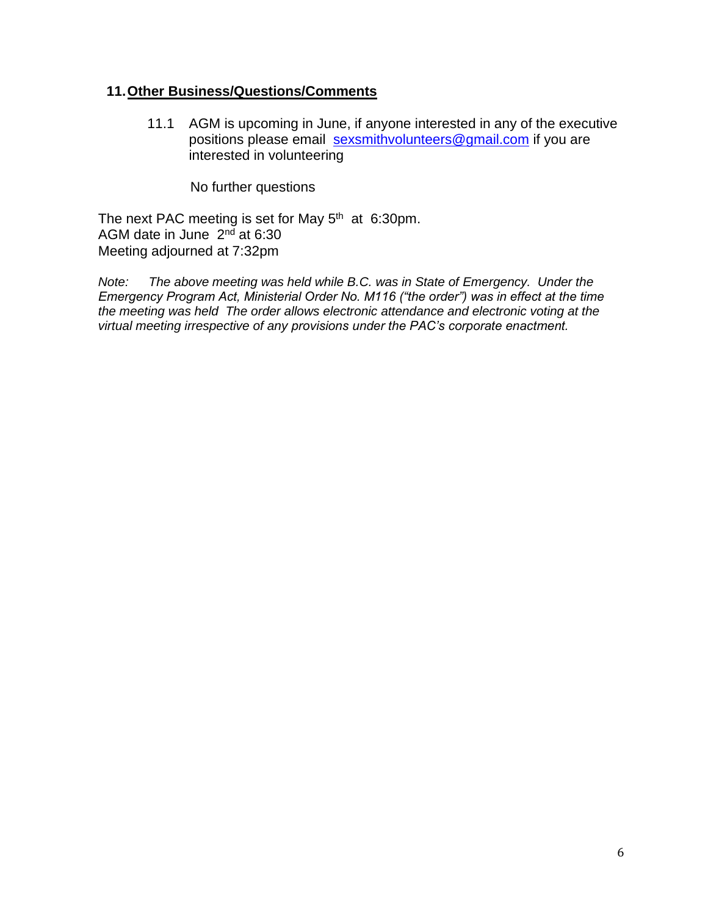## 11. Other Business/Questions/Comments

11.1 AGM is upcoming in June, if anyone interested in any of the executive positions please email sexsmithvolunteers@gmail.com if you are interested in volunteering

No further questions

The next PAC meeting is set for May 5th at 6:30pm.
AGM date in June 2nd at 6:30
Meeting adjourned at 7:32pm

*Note: The above meeting was held while B.C. was in State of Emergency. Under the Emergency Program Act, Ministerial Order No. M116 ("the order") was in effect at the time the meeting was held The order allows electronic attendance and electronic voting at the virtual meeting irrespective of any provisions under the PAC's corporate enactment.*